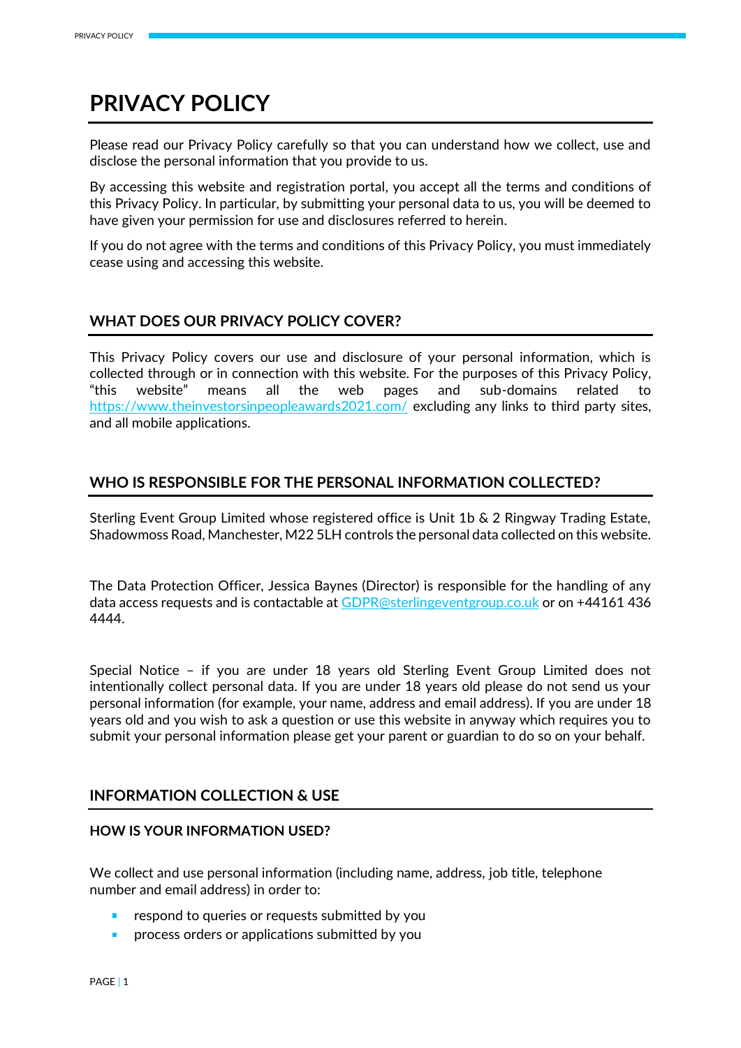# PRIVACY POLICY

Please read our Privacy Policy carefully so that you can understand how we collect, use and disclose the personal information that you provide to us.

By accessing this website and registration portal, you accept all the terms and conditions of this Privacy Policy. In particular, by submitting your personal data to us, you will be deemed to have given your permission for use and disclosures referred to herein.

If you do not agree with the terms and conditions of this Privacy Policy, you must immediately cease using and accessing this website.

## WHAT DOES OUR PRIVACY POLICY COVER?

This Privacy Policy covers our use and disclosure of your personal information, which is collected through or in connection with this website. For the purposes of this Privacy Policy, "this website" means all the web pages and sub-domains related to https://www.theinvestorsinpeopleawards2021.com/ excluding any links to third party sites, and all mobile applications.

## WHO IS RESPONSIBLE FOR THE PERSONAL INFORMATION COLLECTED?

Sterling Event Group Limited whose registered office is Unit 1b & 2 Ringway Trading Estate, Shadowmoss Road, Manchester, M22 5LH controls the personal data collected on this website.

The Data Protection Officer, Jessica Baynes (Director) is responsible for the handling of any data access requests and is contactable at GDPR@sterlingeventgroup.co.uk or on +44161 436 4444.

Special Notice – if you are under 18 years old Sterling Event Group Limited does not intentionally collect personal data. If you are under 18 years old please do not send us your personal information (for example, your name, address and email address). If you are under 18 years old and you wish to ask a question or use this website in anyway which requires you to submit your personal information please get your parent or guardian to do so on your behalf.

## INFORMATION COLLECTION & USE

### HOW IS YOUR INFORMATION USED?

We collect and use personal information (including name, address, job title, telephone number and email address) in order to:

- respond to queries or requests submitted by you
- process orders or applications submitted by you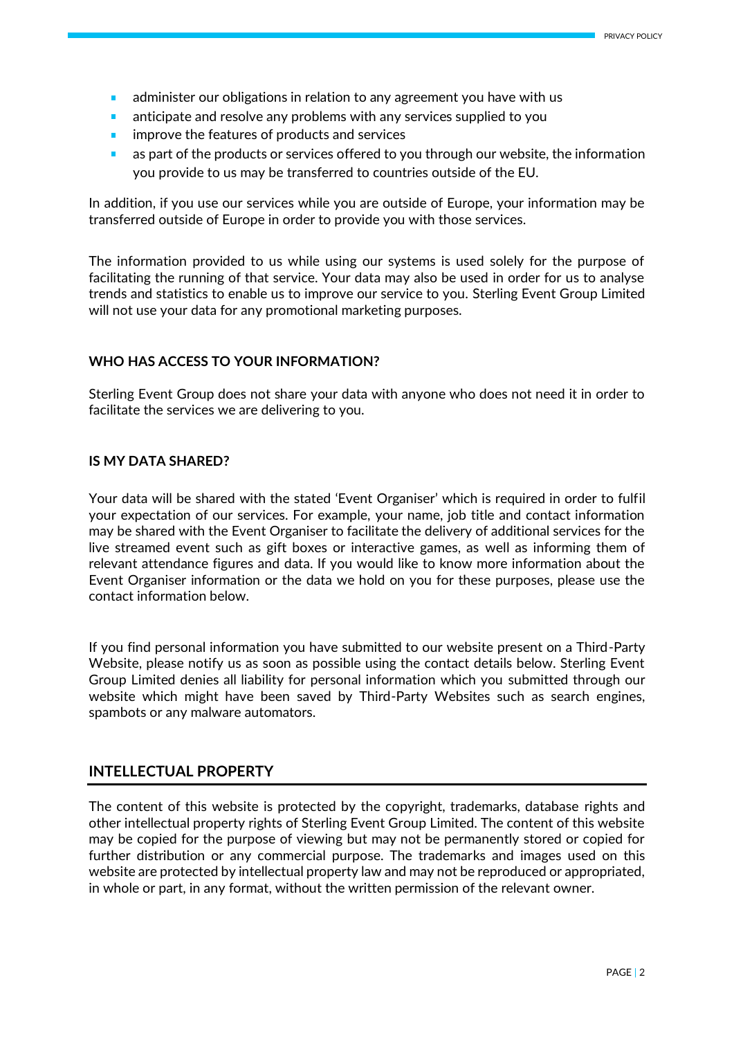- administer our obligations in relation to any agreement you have with us
- anticipate and resolve any problems with any services supplied to you
- improve the features of products and services
- as part of the products or services offered to you through our website, the information you provide to us may be transferred to countries outside of the EU.

In addition, if you use our services while you are outside of Europe, your information may be transferred outside of Europe in order to provide you with those services.

The information provided to us while using our systems is used solely for the purpose of facilitating the running of that service. Your data may also be used in order for us to analyse trends and statistics to enable us to improve our service to you. Sterling Event Group Limited will not use your data for any promotional marketing purposes.

### WHO HAS ACCESS TO YOUR INFORMATION?

Sterling Event Group does not share your data with anyone who does not need it in order to facilitate the services we are delivering to you.

### IS MY DATA SHARED?

Your data will be shared with the stated 'Event Organiser' which is required in order to fulfil your expectation of our services. For example, your name, job title and contact information may be shared with the Event Organiser to facilitate the delivery of additional services for the live streamed event such as gift boxes or interactive games, as well as informing them of relevant attendance figures and data. If you would like to know more information about the Event Organiser information or the data we hold on you for these purposes, please use the contact information below.

If you find personal information you have submitted to our website present on a Third-Party Website, please notify us as soon as possible using the contact details below. Sterling Event Group Limited denies all liability for personal information which you submitted through our website which might have been saved by Third-Party Websites such as search engines, spambots or any malware automators.

## INTELLECTUAL PROPERTY

The content of this website is protected by the copyright, trademarks, database rights and other intellectual property rights of Sterling Event Group Limited. The content of this website may be copied for the purpose of viewing but may not be permanently stored or copied for further distribution or any commercial purpose. The trademarks and images used on this website are protected by intellectual property law and may not be reproduced or appropriated, in whole or part, in any format, without the written permission of the relevant owner.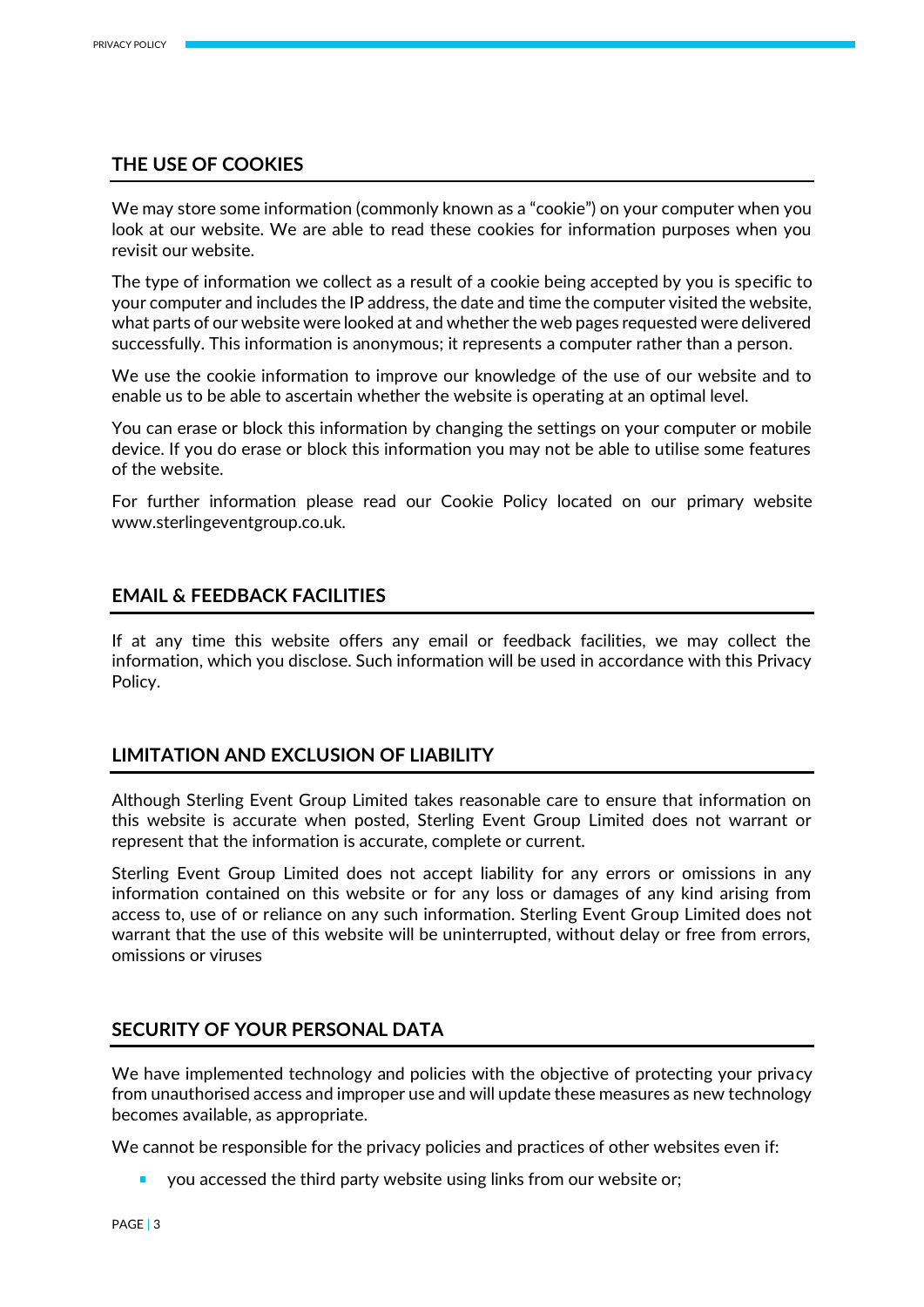## THE USE OF COOKIES

We may store some information (commonly known as a "cookie") on your computer when you look at our website. We are able to read these cookies for information purposes when you revisit our website.

The type of information we collect as a result of a cookie being accepted by you is specific to your computer and includes the IP address, the date and time the computer visited the website, what parts of our website were looked at and whether the web pages requested were delivered successfully. This information is anonymous; it represents a computer rather than a person.

We use the cookie information to improve our knowledge of the use of our website and to enable us to be able to ascertain whether the website is operating at an optimal level.

You can erase or block this information by changing the settings on your computer or mobile device. If you do erase or block this information you may not be able to utilise some features of the website.

For further information please read our Cookie Policy located on our primary website www.sterlingeventgroup.co.uk.

## EMAIL & FEEDBACK FACILITIES

If at any time this website offers any email or feedback facilities, we may collect the information, which you disclose. Such information will be used in accordance with this Privacy Policy.

## LIMITATION AND EXCLUSION OF LIABILITY

Although Sterling Event Group Limited takes reasonable care to ensure that information on this website is accurate when posted, Sterling Event Group Limited does not warrant or represent that the information is accurate, complete or current.

Sterling Event Group Limited does not accept liability for any errors or omissions in any information contained on this website or for any loss or damages of any kind arising from access to, use of or reliance on any such information. Sterling Event Group Limited does not warrant that the use of this website will be uninterrupted, without delay or free from errors, omissions or viruses

## SECURITY OF YOUR PERSONAL DATA

We have implemented technology and policies with the objective of protecting your privacy from unauthorised access and improper use and will update these measures as new technology becomes available, as appropriate.

We cannot be responsible for the privacy policies and practices of other websites even if:

- you accessed the third party website using links from our website or;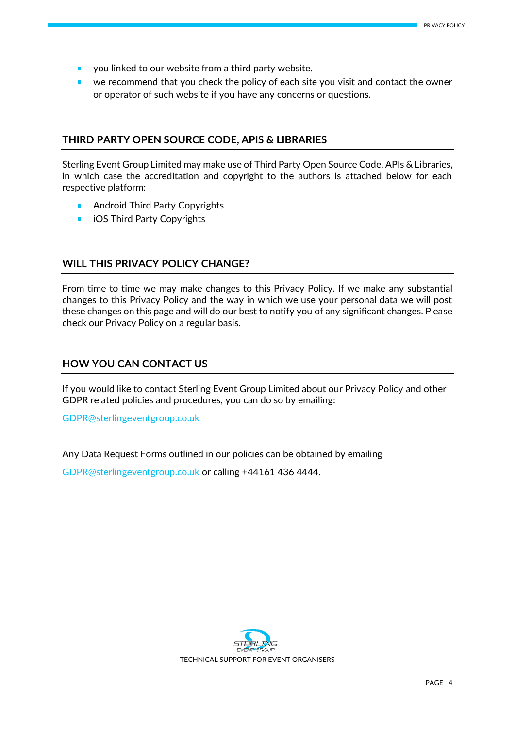- you linked to our website from a third party website.
- we recommend that you check the policy of each site you visit and contact the owner or operator of such website if you have any concerns or questions.

## THIRD PARTY OPEN SOURCE CODE, APIS & LIBRARIES

Sterling Event Group Limited may make use of Third Party Open Source Code, APIs & Libraries, in which case the accreditation and copyright to the authors is attached below for each respective platform:

- Android Third Party Copyrights
- iOS Third Party Copyrights

## WILL THIS PRIVACY POLICY CHANGE?

From time to time we may make changes to this Privacy Policy. If we make any substantial changes to this Privacy Policy and the way in which we use your personal data we will post these changes on this page and will do our best to notify you of any significant changes. Please check our Privacy Policy on a regular basis.

## HOW YOU CAN CONTACT US

If you would like to contact Sterling Event Group Limited about our Privacy Policy and other GDPR related policies and procedures, you can do so by emailing:

GDPR@sterlingeventgroup.co.uk

Any Data Request Forms outlined in our policies can be obtained by emailing

GDPR@sterlingeventgroup.co.uk or calling +44161 436 4444.

TECHNICAL SUPPORT FOR EVENT ORGANISERS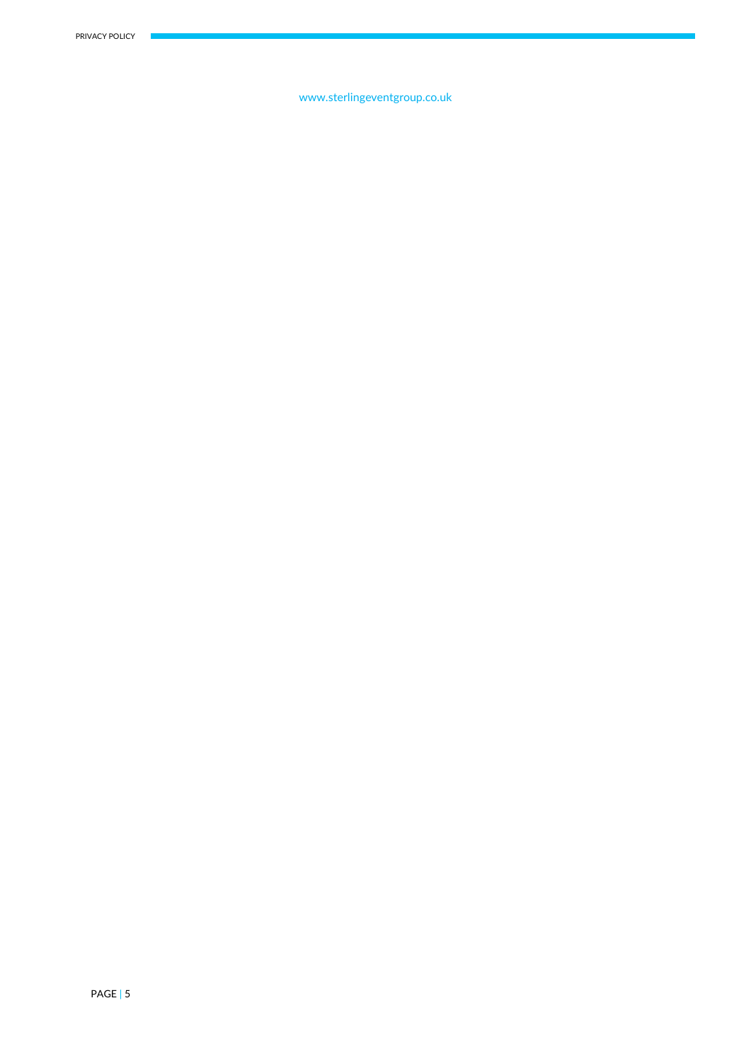www.sterlingeventgroup.co.uk